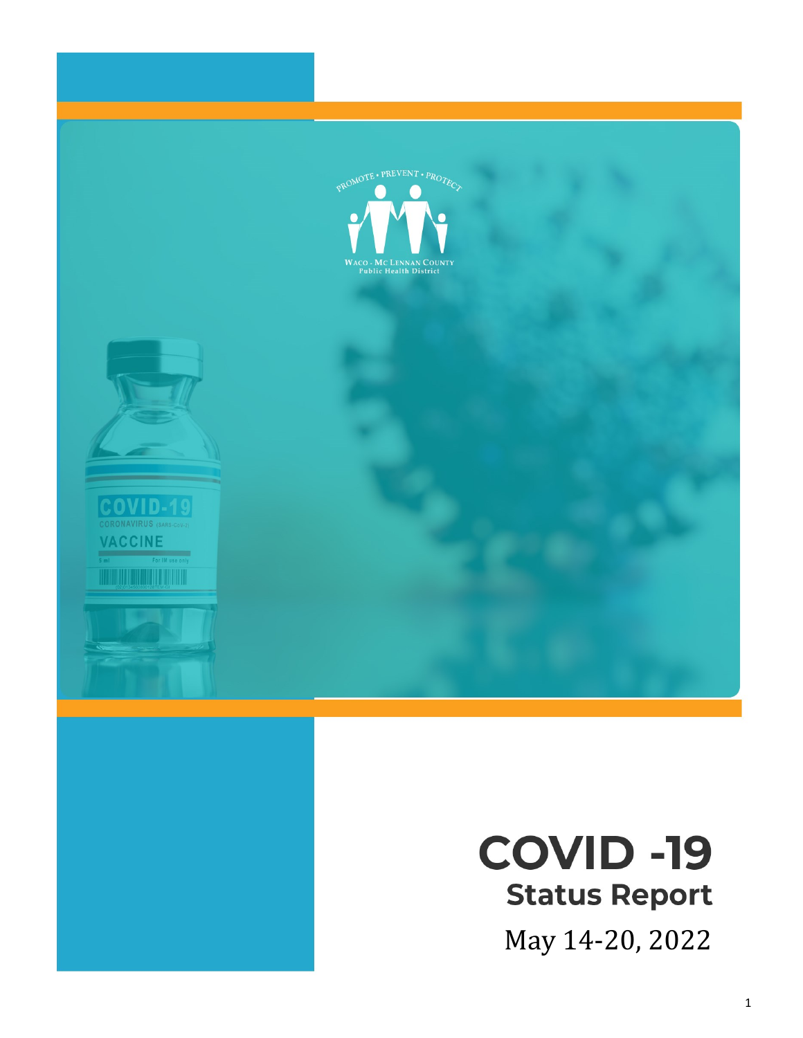PROMOTE • PREVENT • PROTECT

WACO - MC LENNAN COUNTY
Public Health District

# COVID -19
## Status Report

May 14-20, 2022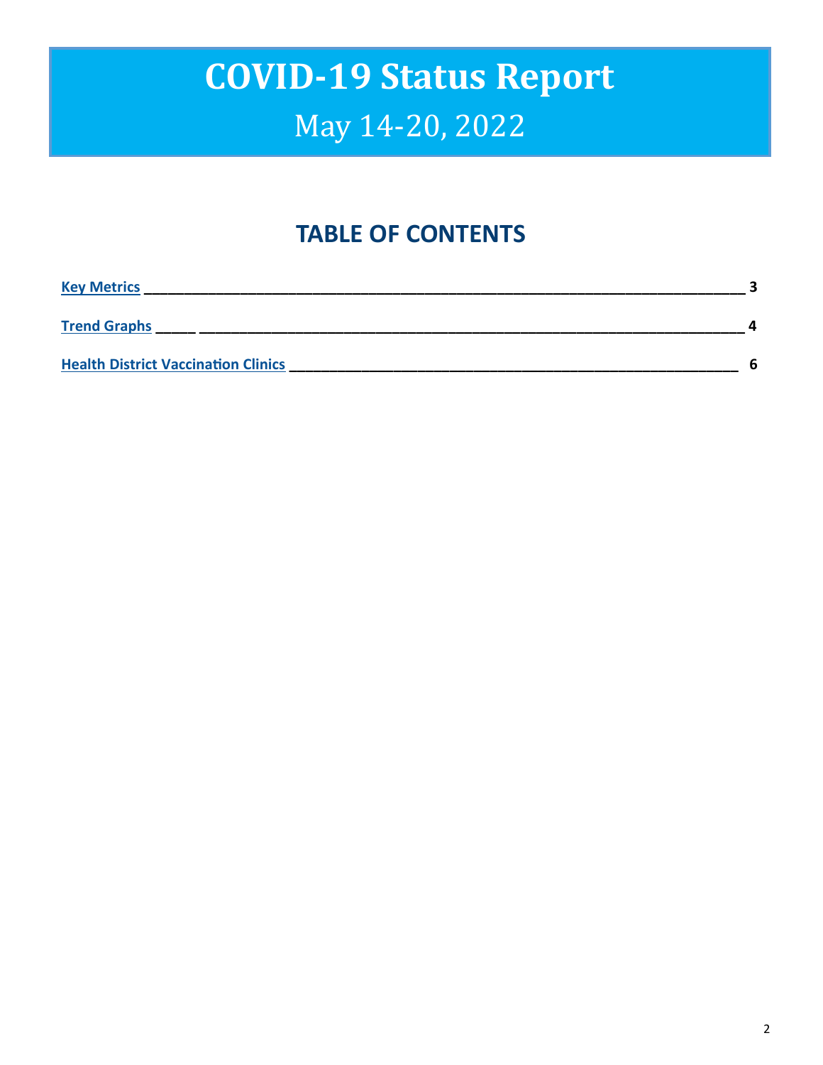# COVID-19 Status Report

## May 14-20, 2022

## TABLE OF CONTENTS

Key Metrics ____________________________________________ 3

Trend Graphs ___________________________________________ 4

Health District Vaccination Clinics ___________________________ 6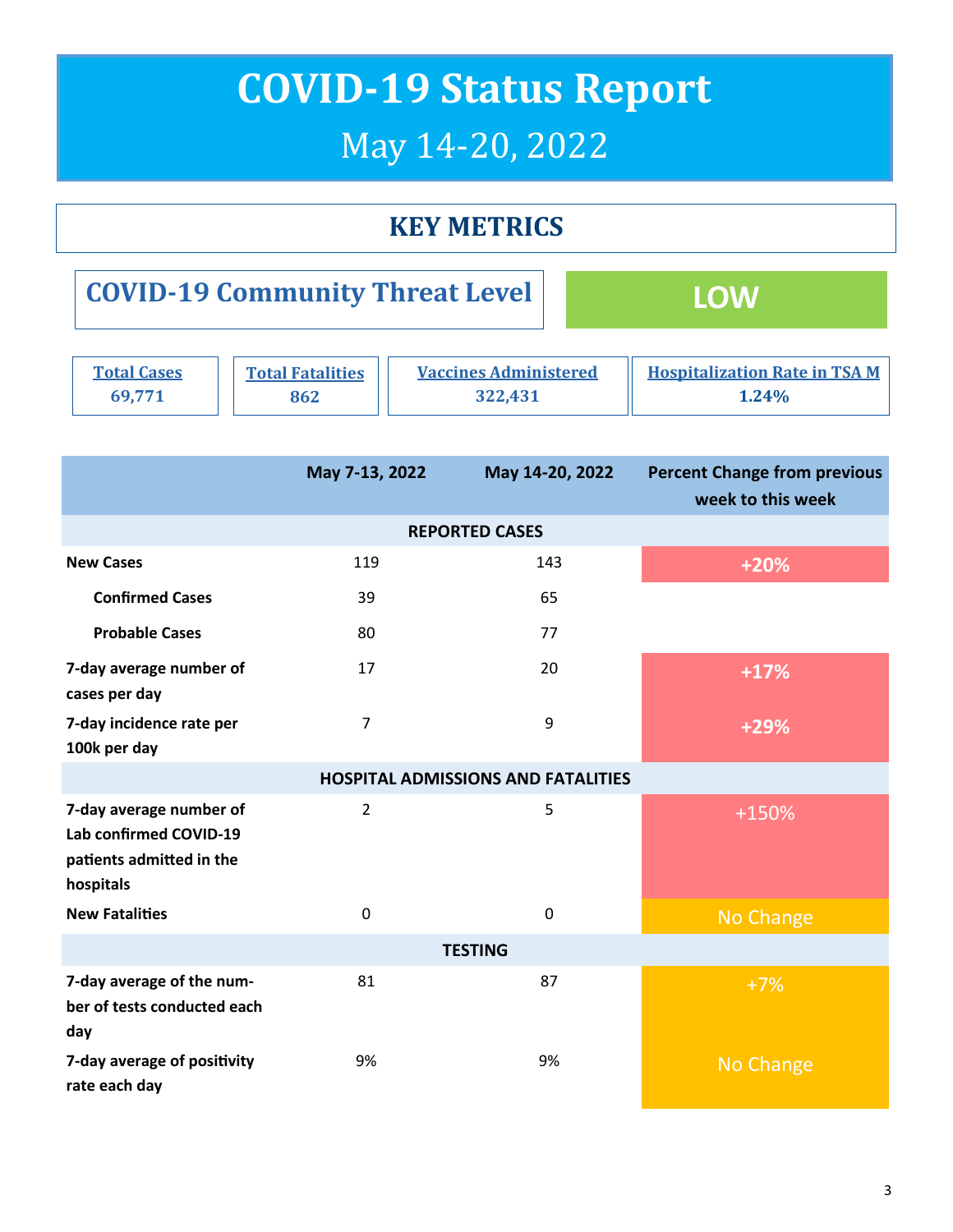# COVID-19 Status Report

## May 14-20, 2022

## KEY METRICS

**COVID-19 Community Threat Level** — **LOW**

| Total Cases | Total Fatalities | Vaccines Administered | Hospitalization Rate in TSA M |
|---|---|---|---|
| 69,771 | 862 | 322,431 | 1.24% |

| | May 7-13, 2022 | May 14-20, 2022 | Percent Change from previous week to this week |
|---|---|---|---|
| **REPORTED CASES** | | | |
| **New Cases** | 119 | 143 | +20% |
| **Confirmed Cases** | 39 | 65 | |
| **Probable Cases** | 80 | 77 | |
| **7-day average number of cases per day** | 17 | 20 | +17% |
| **7-day incidence rate per 100k per day** | 7 | 9 | +29% |
| **HOSPITAL ADMISSIONS AND FATALITIES** | | | |
| **7-day average number of Lab confirmed COVID-19 patients admitted in the hospitals** | 2 | 5 | +150% |
| **New Fatalities** | 0 | 0 | No Change |
| **TESTING** | | | |
| **7-day average of the number of tests conducted each day** | 81 | 87 | +7% |
| **7-day average of positivity rate each day** | 9% | 9% | No Change |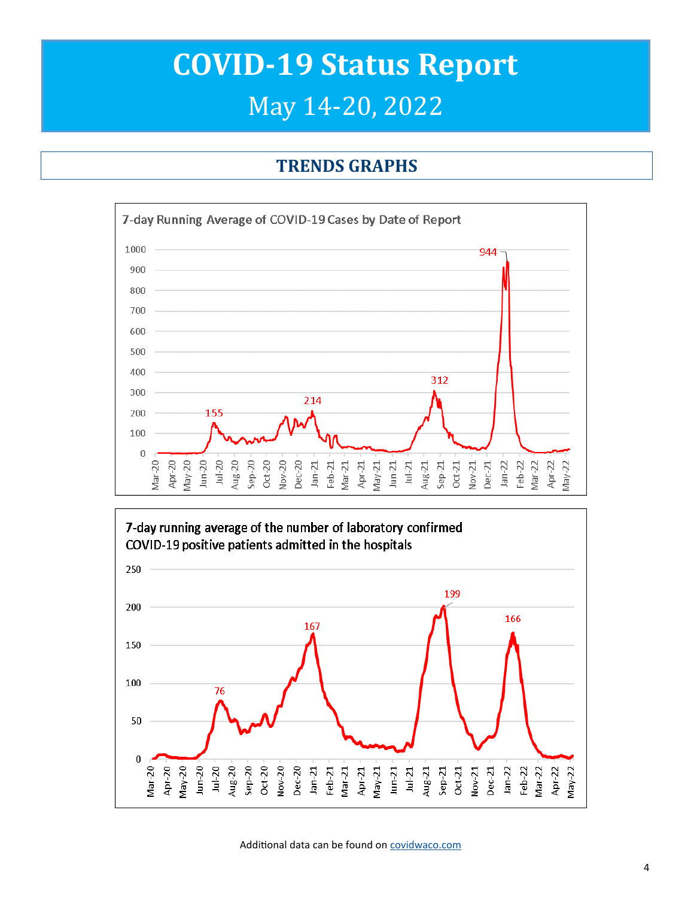# COVID-19 Status Report

May 14-20, 2022

## TRENDS GRAPHS

7-day Running Average of COVID-19 Cases by Date of Report

7-day running average of the number of laboratory confirmed COVID-19 positive patients admitted in the hospitals

Additional data can be found on [covidwaco.com](covidwaco.com)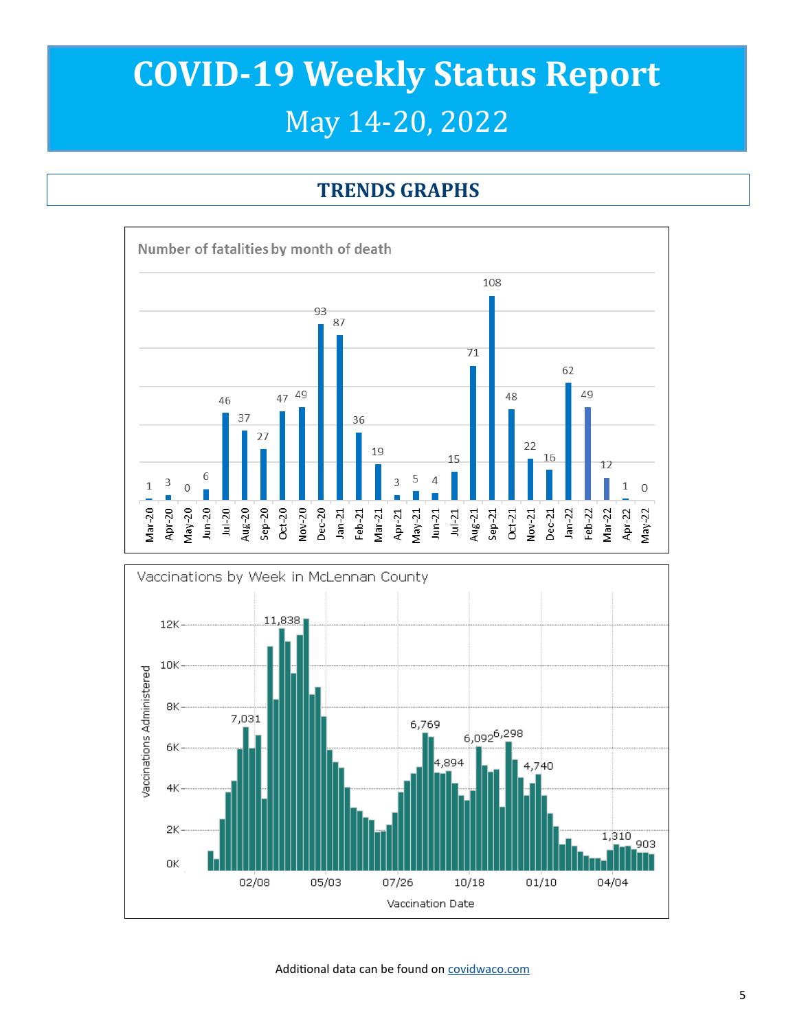# COVID-19 Weekly Status Report

## May 14-20, 2022

## TRENDS GRAPHS

**Number of fatalities by month of death**

| Month | Fatalities |
|---|---|
| Mar-20 | 1 |
| Apr-20 | 3 |
| May-20 | 0 |
| Jun-20 | 6 |
| Jul-20 | 46 |
| Aug-20 | 37 |
| Sep-20 | 27 |
| Oct-20 | 47 |
| Nov-20 | 49 |
| Dec-20 | 93 |
| Jan-21 | 87 |
| Feb-21 | 36 |
| Mar-21 | 19 |
| Apr-21 | 3 |
| May-21 | 5 |
| Jun-21 | 4 |
| Jul-21 | 15 |
| Aug-21 | 71 |
| Sep-21 | 108 |
| Oct-21 | 48 |
| Nov-21 | 22 |
| Dec-21 | 16 |
| Jan-22 | 62 |
| Feb-22 | 49 |
| Mar-22 | 12 |
| Apr-22 | 1 |
| May-22 | 0 |

**Vaccinations by Week in McLennan County**

Vaccinations Administered (0K–12K) by Vaccination Date (02/08, 05/03, 07/26, 10/18, 01/10, 04/04). Labeled values: 7,031; 11,838; 6,769; 4,894; 6,092; 6,298; 4,740; 1,310; 903.

Additional data can be found on [covidwaco.com](covidwaco.com)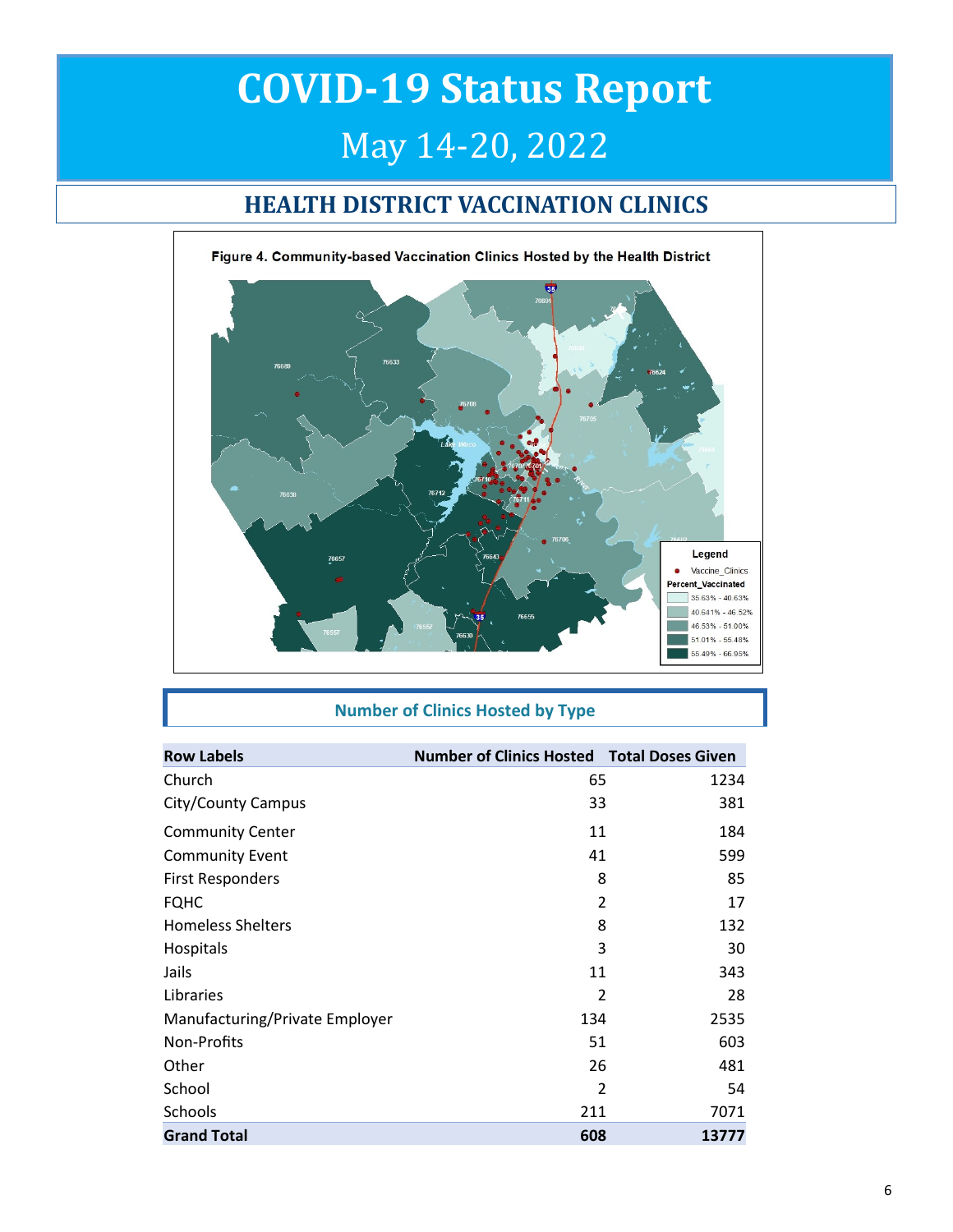# COVID-19 Status Report

May 14-20, 2022

## HEALTH DISTRICT VACCINATION CLINICS

Figure 4. Community-based Vaccination Clinics Hosted by the Health District

35
76801
76633
76689
76708
76624
76705
Lake Waco
76707
76701
76710
76712
76638
76711
76706
76643
76657
76655
76557
76630

Legend
Vaccine_Clinics
Percent_Vaccinated
35.63% - 40.63%
40.641% - 46.52%
46.53% - 51.00%
51.01% - 55.48%
55.49% - 66.95%

### Number of Clinics Hosted by Type

| Row Labels | Number of Clinics Hosted | Total Doses Given |
|---|---|---|
| Church | 65 | 1234 |
| City/County Campus | 33 | 381 |
| Community Center | 11 | 184 |
| Community Event | 41 | 599 |
| First Responders | 8 | 85 |
| FQHC | 2 | 17 |
| Homeless Shelters | 8 | 132 |
| Hospitals | 3 | 30 |
| Jails | 11 | 343 |
| Libraries | 2 | 28 |
| Manufacturing/Private Employer | 134 | 2535 |
| Non-Profits | 51 | 603 |
| Other | 26 | 481 |
| School | 2 | 54 |
| Schools | 211 | 7071 |
| **Grand Total** | **608** | **13777** |